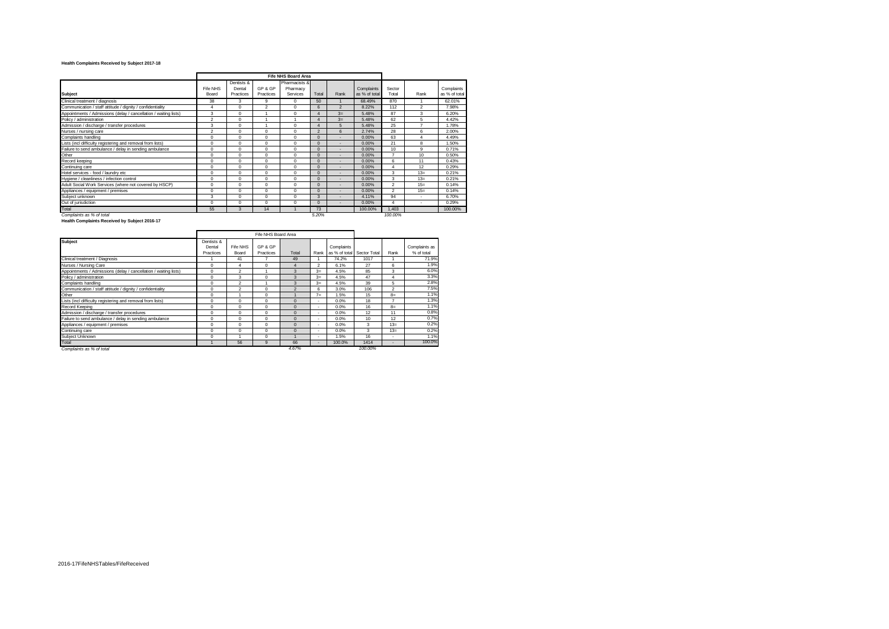**Health Complaints Received by Subject 2017-18**

| | Fife NHS Board Area | | | | | | | | | |
|---|---|---|---|---|---|---|---|---|---|---|
| Subject | Fife NHS Board | Dentists & Dental Practices | GP & GP Practices | Pharmacists & Pharmacy Services | Total | Rank | Complaints as % of total | Sector Total | Rank | Complaints as % of total |
| Clinical treatment / diagnosis | 38 | 3 | 9 | 0 | 50 | 1 | 68.49% | 870 | 1 | 62.01% |
| Communication / staff attitude / dignity / confidentiality | 4 | 0 | 2 | 0 | 6 | 2 | 8.22% | 112 | 2 | 7.98% |
| Appointments / Admissions (delay / cancellation / waiting lists) | 3 | 0 | 1 | 0 | 4 | 3= | 5.48% | 87 | 3 | 6.20% |
| Policy / administration | 2 | 0 | 1 | 1 | 4 | 3= | 5.48% | 62 | 5 | 4.42% |
| Admission / discharge / transfer procedures | 3 | 0 | 1 | 0 | 4 | 5 | 5.48% | 25 | 7 | 1.78% |
| Nurses / nursing care | 2 | 0 | 0 | 0 | 2 | 6 | 2.74% | 28 | 6 | 2.00% |
| Complaints handling | 0 | 0 | 0 | 0 | 0 | - | 0.00% | 63 | 4 | 4.49% |
| Lists (incl difficulty registering and removal from lists) | 0 | 0 | 0 | 0 | 0 | - | 0.00% | 21 | 8 | 1.50% |
| Failure to send ambulance / delay in sending ambulance | 0 | 0 | 0 | 0 | 0 | - | 0.00% | 10 | 9 | 0.71% |
| Other | 0 | 0 | 0 | 0 | 0 | - | 0.00% | 7 | 10 | 0.50% |
| Record keeping | 0 | 0 | 0 | 0 | 0 | - | 0.00% | 6 | 11 | 0.43% |
| Continuing care | 0 | 0 | 0 | 0 | 0 | - | 0.00% | 4 | 12 | 0.29% |
| Hotel services - food / laundry etc | 0 | 0 | 0 | 0 | 0 | - | 0.00% | 3 | 13= | 0.21% |
| Hygiene / cleanliness / infection control | 0 | 0 | 0 | 0 | 0 | - | 0.00% | 3 | 13= | 0.21% |
| Adult Social Work Services (where not covered by HSCP) | 0 | 0 | 0 | 0 | 0 | - | 0.00% | 2 | 15= | 0.14% |
| Appliances / equipment / premises | 0 | 0 | 0 | 0 | 0 | - | 0.00% | 2 | 15= | 0.14% |
| Subject unknown | 3 | 0 | 0 | 0 | 3 | - | 4.11% | 94 | - | 6.70% |
| Out of jurisdiction | 0 | 0 | 0 | 0 | 0 | - | 0.00% | 4 | - | 0.29% |
| Total | 55 | 3 | 14 | 1 | 73 | | 100.00% | 1,403 | | 100.00% |
| *Complaints as % of total* | | | | | *5.20%* | | | *100.00%* | | |

**Health Complaints Received by Subject 2016-17**

| | Fife NHS Board Area | | | | | | | | |
|---|---|---|---|---|---|---|---|---|---|
| Subject | Dentists & Dental Practices | Fife NHS Board | GP & GP Practices | Total | Rank | Complaints as % of total | Sector Total | Rank | Complaints as % of total |
| Clinical treatment / Diagnosis | 1 | 41 | 7 | 49 | 1 | 74.2% | 1017 | 1 | 71.9% |
| Nurses / Nursing Care | 0 | 4 | 0 | 4 | 2 | 6.1% | 27 | 6 | 1.9% |
| Appointments / Admissions (delay / cancellation / waiting lists) | 0 | 2 | 1 | 3 | 3= | 4.5% | 85 | 3 | 6.0% |
| Policy / administration | 0 | 3 | 0 | 3 | 3= | 4.5% | 47 | 4 | 3.3% |
| Complaints handling | 0 | 2 | 1 | 3 | 3= | 4.5% | 39 | 5 | 2.8% |
| Communication / staff attitude / dignity / confidentiality | 0 | 2 | 0 | 2 | 6 | 3.0% | 106 | 2 | 7.5% |
| Other | 0 | 1 | 0 | 1 | 7= | 1.5% | 15 | 8= | 1.1% |
| Lists (incl difficulty registering and removal from lists) | 0 | 0 | 0 | 0 | - | 0.0% | 18 | 7 | 1.3% |
| Record Keeping | 0 | 0 | 0 | 0 | - | 0.0% | 16 | 8= | 1.1% |
| Admission / discharge / transfer procedures | 0 | 0 | 0 | 0 | - | 0.0% | 12 | 11 | 0.8% |
| Failure to send ambulance / delay in sending ambulance | 0 | 0 | 0 | 0 | - | 0.0% | 10 | 12 | 0.7% |
| Appliances / equipment / premises | 0 | 0 | 0 | 0 | - | 0.0% | 3 | 13= | 0.2% |
| Continuing care | 0 | 0 | 0 | 0 | - | 0.0% | 3 | 13= | 0.2% |
| Subject Unknown | 0 | 1 | 0 | 1 | - | 1.5% | 16 | - | 1.1% |
| Total | 1 | 56 | 9 | 66 | - | 100.0% | 1414 | - | 100.0% |
| *Complaints as % of total* | | | | *4.67%* | | | *100.00%* | | |

2016-17FifeNHSTables/FifeReceived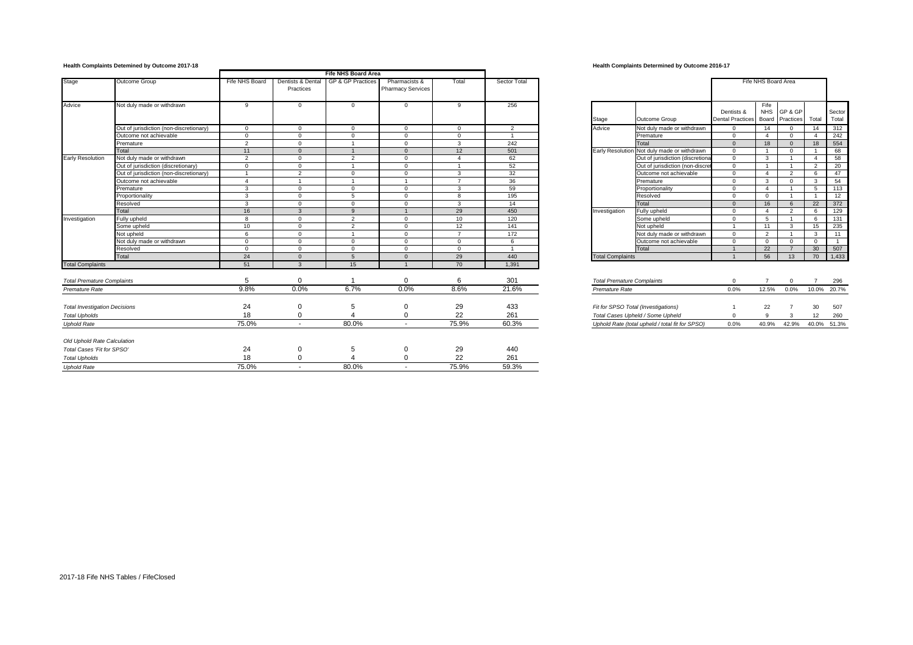**Health Complaints Detemined by Outcome 2017-18**

| Stage | Outcome Group | Fife NHS Board Area: Fife NHS Board | Dentists & Dental Practices | GP & GP Practices | Pharmacists & Pharmacy Services | Total | Sector Total |
|---|---|---|---|---|---|---|---|
| Advice | Not duly made or withdrawn | 9 | 0 | 0 | 0 | 9 | 256 |
| | Out of jurisdiction (non-discretionary) | 0 | 0 | 0 | 0 | 0 | 2 |
| | Outcome not achievable | 0 | 0 | 0 | 0 | 0 | 1 |
| | Premature | 2 | 0 | 1 | 0 | 3 | 242 |
| | Total | 11 | 0 | 1 | 0 | 12 | 501 |
| Early Resolution | Not duly made or withdrawn | 2 | 0 | 2 | 0 | 4 | 62 |
| | Out of jurisdiction (discretionary) | 0 | 0 | 1 | 0 | 1 | 52 |
| | Out of jurisdiction (non-discretionary) | 1 | 2 | 0 | 0 | 3 | 32 |
| | Outcome not achievable | 4 | 1 | 1 | 1 | 7 | 36 |
| | Premature | 3 | 0 | 0 | 0 | 3 | 59 |
| | Proportionality | 3 | 0 | 5 | 0 | 8 | 195 |
| | Resolved | 3 | 0 | 0 | 0 | 3 | 14 |
| | Total | 16 | 3 | 9 | 1 | 29 | 450 |
| Investigation | Fully upheld | 8 | 0 | 2 | 0 | 10 | 120 |
| | Some upheld | 10 | 0 | 2 | 0 | 12 | 141 |
| | Not upheld | 6 | 0 | 1 | 0 | 7 | 172 |
| | Not duly made or withdrawn | 0 | 0 | 0 | 0 | 0 | 6 |
| | Resolved | 0 | 0 | 0 | 0 | 0 | 1 |
| | Total | 24 | 0 | 5 | 0 | 29 | 440 |
| Total Complaints | | 51 | 3 | 15 | 1 | 70 | 1,391 |
| *Total Premature Complaints* | | 5 | 0 | 1 | 0 | 6 | 301 |
| *Premature Rate* | | 9.8% | 0.0% | 6.7% | 0.0% | 8.6% | 21.6% |
| *Total Investigation Decisions* | | 24 | 0 | 5 | 0 | 29 | 433 |
| *Total Upholds* | | 18 | 0 | 4 | 0 | 22 | 261 |
| *Uphold Rate* | | 75.0% | - | 80.0% | - | 75.9% | 60.3% |
| *Old Uphold Rate Calculation* | | | | | | | |
| *Total Cases 'Fit for SPSO'* | | 24 | 0 | 5 | 0 | 29 | 440 |
| *Total Upholds* | | 18 | 0 | 4 | 0 | 22 | 261 |
| *Uphold Rate* | | 75.0% | - | 80.0% | - | 75.9% | 59.3% |

**Health Complaints Determined by Outcome 2016-17**

| Stage | Outcome Group | Fife NHS Board Area: Dentists & Dental Practices | Fife NHS Board | GP & GP Practices | Total | Sector Total |
|---|---|---|---|---|---|---|
| Advice | Not duly made or withdrawn | 0 | 14 | 0 | 14 | 312 |
| | Premature | 0 | 4 | 0 | 4 | 242 |
| | Total | 0 | 18 | 0 | 18 | 554 |
| Early Resolution | Not duly made or withdrawn | 0 | 1 | 0 | 1 | 68 |
| | Out of jurisdiction (discretiona | 0 | 3 | 1 | 4 | 58 |
| | Out of jurisdiction (non-discret | 0 | 1 | 1 | 2 | 20 |
| | Outcome not achievable | 0 | 4 | 2 | 6 | 47 |
| | Premature | 0 | 3 | 0 | 3 | 54 |
| | Proportionality | 0 | 4 | 1 | 5 | 113 |
| | Resolved | 0 | 0 | 1 | 1 | 12 |
| | Total | 0 | 16 | 6 | 22 | 372 |
| Investigation | Fully upheld | 0 | 4 | 2 | 6 | 129 |
| | Some upheld | 0 | 5 | 1 | 6 | 131 |
| | Not upheld | 1 | 11 | 3 | 15 | 235 |
| | Not duly made or withdrawn | 0 | 2 | 1 | 3 | 11 |
| | Outcome not achievable | 0 | 0 | 0 | 0 | 1 |
| | Total | 1 | 22 | 7 | 30 | 507 |
| Total Complaints | | 1 | 56 | 13 | 70 | 1,433 |
| *Total Premature Complaints* | | 0 | 7 | 0 | 7 | 296 |
| *Premature Rate* | | 0.0% | 12.5% | 0.0% | 10.0% | 20.7% |
| *Fit for SPSO Total (Investigations)* | | 1 | 22 | 7 | 30 | 507 |
| *Total Cases Upheld / Some Upheld* | | 0 | 9 | 3 | 12 | 260 |
| *Uphold Rate (total upheld / total fit for SPSO)* | | 0.0% | 40.9% | 42.9% | 40.0% | 51.3% |

2017-18 Fife NHS Tables / FifeClosed